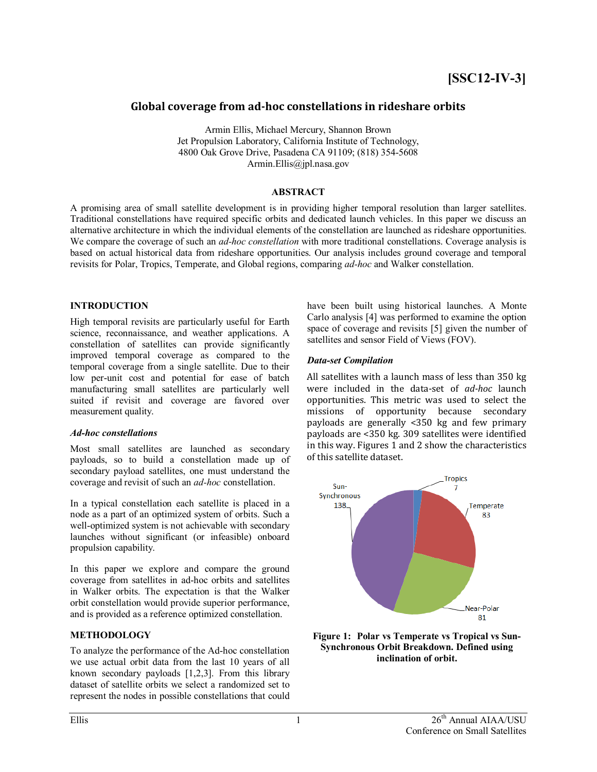**[SSC12-IV-3]**

# Global coverage from ad-hoc constellations in rideshare orbits

Armin Ellis, Michael Mercury, Shannon Brown
Jet Propulsion Laboratory, California Institute of Technology,
4800 Oak Grove Drive, Pasadena CA 91109; (818) 354-5608
Armin.Ellis@jpl.nasa.gov

## ABSTRACT

A promising area of small satellite development is in providing higher temporal resolution than larger satellites. Traditional constellations have required specific orbits and dedicated launch vehicles. In this paper we discuss an alternative architecture in which the individual elements of the constellation are launched as rideshare opportunities. We compare the coverage of such an *ad-hoc constellation* with more traditional constellations. Coverage analysis is based on actual historical data from rideshare opportunities. Our analysis includes ground coverage and temporal revisits for Polar, Tropics, Temperate, and Global regions, comparing *ad-hoc* and Walker constellation.

## INTRODUCTION

High temporal revisits are particularly useful for Earth science, reconnaissance, and weather applications. A constellation of satellites can provide significantly improved temporal coverage as compared to the temporal coverage from a single satellite. Due to their low per-unit cost and potential for ease of batch manufacturing small satellites are particularly well suited if revisit and coverage are favored over measurement quality.

### *Ad-hoc constellations*

Most small satellites are launched as secondary payloads, so to build a constellation made up of secondary payload satellites, one must understand the coverage and revisit of such an *ad-hoc* constellation.

In a typical constellation each satellite is placed in a node as a part of an optimized system of orbits. Such a well-optimized system is not achievable with secondary launches without significant (or infeasible) onboard propulsion capability.

In this paper we explore and compare the ground coverage from satellites in ad-hoc orbits and satellites in Walker orbits. The expectation is that the Walker orbit constellation would provide superior performance, and is provided as a reference optimized constellation.

## METHODOLOGY

To analyze the performance of the Ad-hoc constellation we use actual orbit data from the last 10 years of all known secondary payloads [1,2,3]. From this library dataset of satellite orbits we select a randomized set to represent the nodes in possible constellations that could have been built using historical launches. A Monte Carlo analysis [4] was performed to examine the option space of coverage and revisits [5] given the number of satellites and sensor Field of Views (FOV).

### *Data-set Compilation*

All satellites with a launch mass of less than 350 kg were included in the data-set of *ad-hoc* launch opportunities. This metric was used to select the missions of opportunity because secondary payloads are generally <350 kg and few primary payloads are <350 kg. 309 satellites were identified in this way. Figures 1 and 2 show the characteristics of this satellite dataset.

**Figure 1: Polar vs Temperate vs Tropical vs Sun-Synchronous Orbit Breakdown. Defined using inclination of orbit.**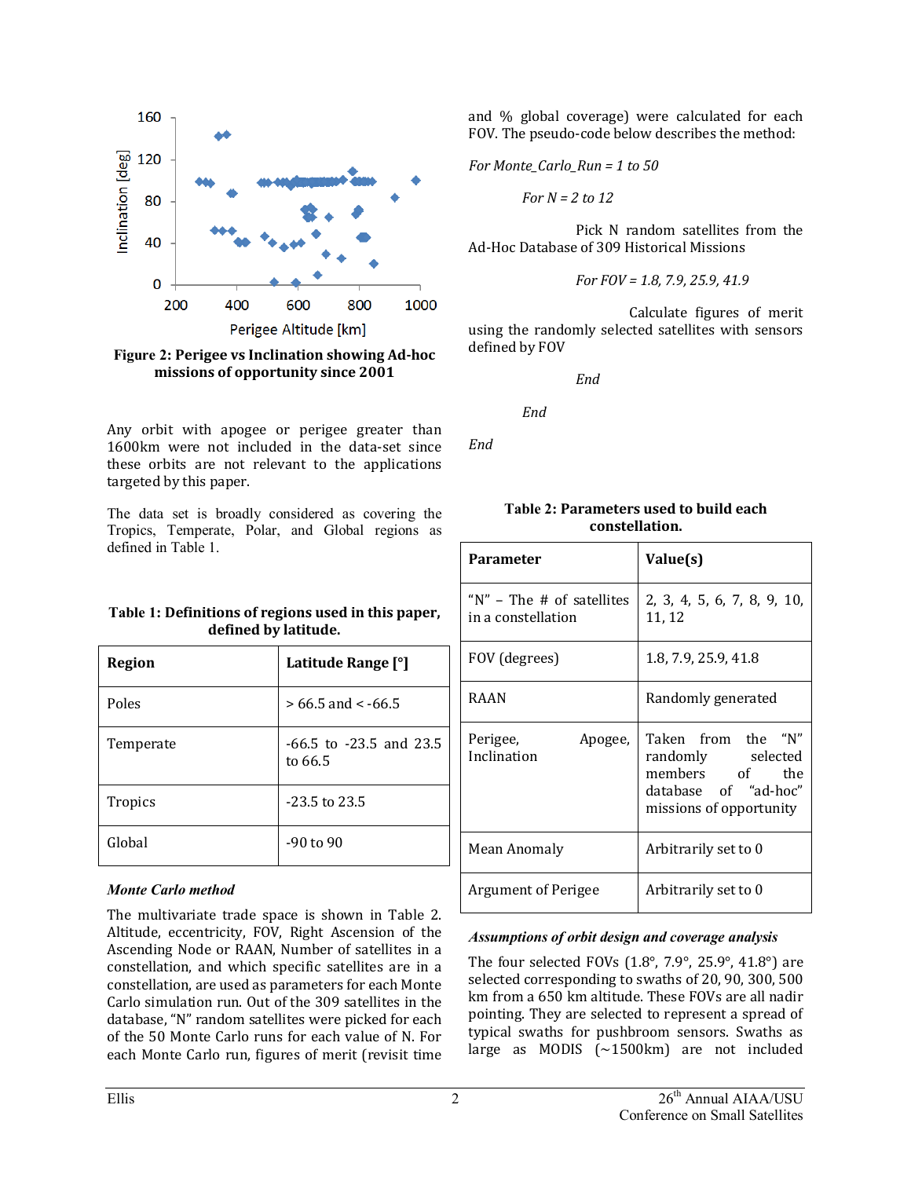Figure 2: Perigee vs Inclination showing Ad-hoc missions of opportunity since 2001

Any orbit with apogee or perigee greater than 1600km were not included in the data-set since these orbits are not relevant to the applications targeted by this paper.

The data set is broadly considered as covering the Tropics, Temperate, Polar, and Global regions as defined in Table 1.

**Table 1: Definitions of regions used in this paper, defined by latitude.**

| Region | Latitude Range [°] |
|---|---|
| Poles | > 66.5 and < -66.5 |
| Temperate | -66.5 to -23.5 and 23.5 to 66.5 |
| Tropics | -23.5 to 23.5 |
| Global | -90 to 90 |

### *Monte Carlo method*

The multivariate trade space is shown in Table 2. Altitude, eccentricity, FOV, Right Ascension of the Ascending Node or RAAN, Number of satellites in a constellation, and which specific satellites are in a constellation, are used as parameters for each Monte Carlo simulation run. Out of the 309 satellites in the database, "N" random satellites were picked for each of the 50 Monte Carlo runs for each value of N. For each Monte Carlo run, figures of merit (revisit time and % global coverage) were calculated for each FOV. The pseudo-code below describes the method:

*For Monte_Carlo_Run = 1 to 50*

*For N = 2 to 12*

Pick N random satellites from the Ad-Hoc Database of 309 Historical Missions

*For FOV = 1.8, 7.9, 25.9, 41.9*

Calculate figures of merit using the randomly selected satellites with sensors defined by FOV

*End*

*End*

*End*

**Table 2: Parameters used to build each constellation.**

| Parameter | Value(s) |
|---|---|
| "N" – The # of satellites in a constellation | 2, 3, 4, 5, 6, 7, 8, 9, 10, 11, 12 |
| FOV (degrees) | 1.8, 7.9, 25.9, 41.8 |
| RAAN | Randomly generated |
| Perigee, Apogee, Inclination | Taken from the "N" randomly selected members of the database of "ad-hoc" missions of opportunity |
| Mean Anomaly | Arbitrarily set to 0 |
| Argument of Perigee | Arbitrarily set to 0 |

### *Assumptions of orbit design and coverage analysis*

The four selected FOVs (1.8°, 7.9°, 25.9°, 41.8°) are selected corresponding to swaths of 20, 90, 300, 500 km from a 650 km altitude. These FOVs are all nadir pointing. They are selected to represent a spread of typical swaths for pushbroom sensors. Swaths as large as MODIS (~1500km) are not included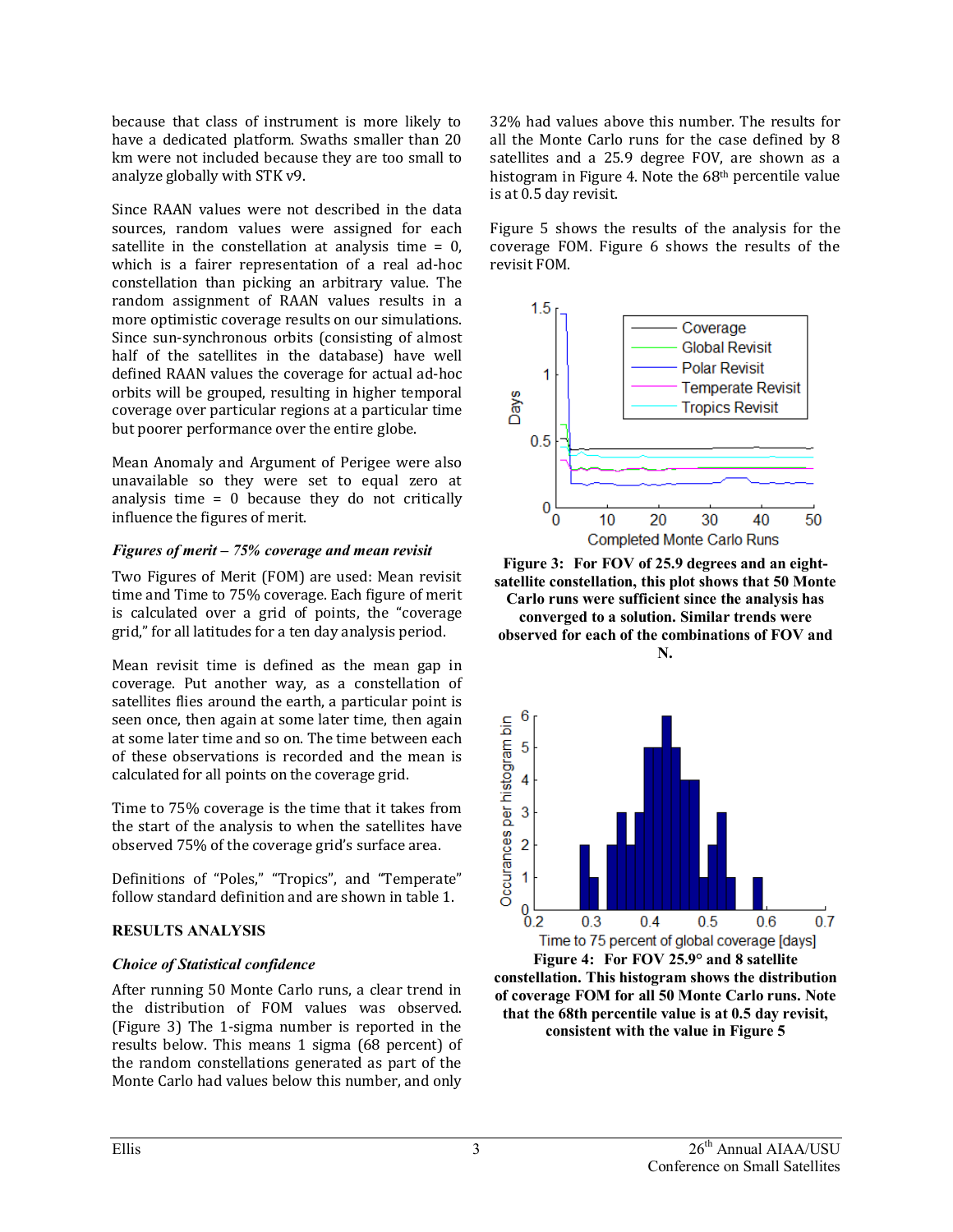because that class of instrument is more likely to have a dedicated platform. Swaths smaller than 20 km were not included because they are too small to analyze globally with STK v9.

Since RAAN values were not described in the data sources, random values were assigned for each satellite in the constellation at analysis time = 0, which is a fairer representation of a real ad-hoc constellation than picking an arbitrary value. The random assignment of RAAN values results in a more optimistic coverage results on our simulations. Since sun-synchronous orbits (consisting of almost half of the satellites in the database) have well defined RAAN values the coverage for actual ad-hoc orbits will be grouped, resulting in higher temporal coverage over particular regions at a particular time but poorer performance over the entire globe.

Mean Anomaly and Argument of Perigee were also unavailable so they were set to equal zero at analysis time = 0 because they do not critically influence the figures of merit.

### *Figures of merit – 75% coverage and mean revisit*

Two Figures of Merit (FOM) are used: Mean revisit time and Time to 75% coverage. Each figure of merit is calculated over a grid of points, the "coverage grid," for all latitudes for a ten day analysis period.

Mean revisit time is defined as the mean gap in coverage. Put another way, as a constellation of satellites flies around the earth, a particular point is seen once, then again at some later time, then again at some later time and so on. The time between each of these observations is recorded and the mean is calculated for all points on the coverage grid.

Time to 75% coverage is the time that it takes from the start of the analysis to when the satellites have observed 75% of the coverage grid's surface area.

Definitions of "Poles," "Tropics", and "Temperate" follow standard definition and are shown in table 1.

## RESULTS ANALYSIS

### *Choice of Statistical confidence*

After running 50 Monte Carlo runs, a clear trend in the distribution of FOM values was observed. (Figure 3) The 1-sigma number is reported in the results below. This means 1 sigma (68 percent) of the random constellations generated as part of the Monte Carlo had values below this number, and only 32% had values above this number. The results for all the Monte Carlo runs for the case defined by 8 satellites and a 25.9 degree FOV, are shown as a histogram in Figure 4. Note the 68th percentile value is at 0.5 day revisit.

Figure 5 shows the results of the analysis for the coverage FOM. Figure 6 shows the results of the revisit FOM.

**Figure 3: For FOV of 25.9 degrees and an eight-satellite constellation, this plot shows that 50 Monte Carlo runs were sufficient since the analysis has converged to a solution. Similar trends were observed for each of the combinations of FOV and N.**

**Figure 4: For FOV 25.9° and 8 satellite constellation. This histogram shows the distribution of coverage FOM for all 50 Monte Carlo runs. Note that the 68th percentile value is at 0.5 day revisit, consistent with the value in Figure 5**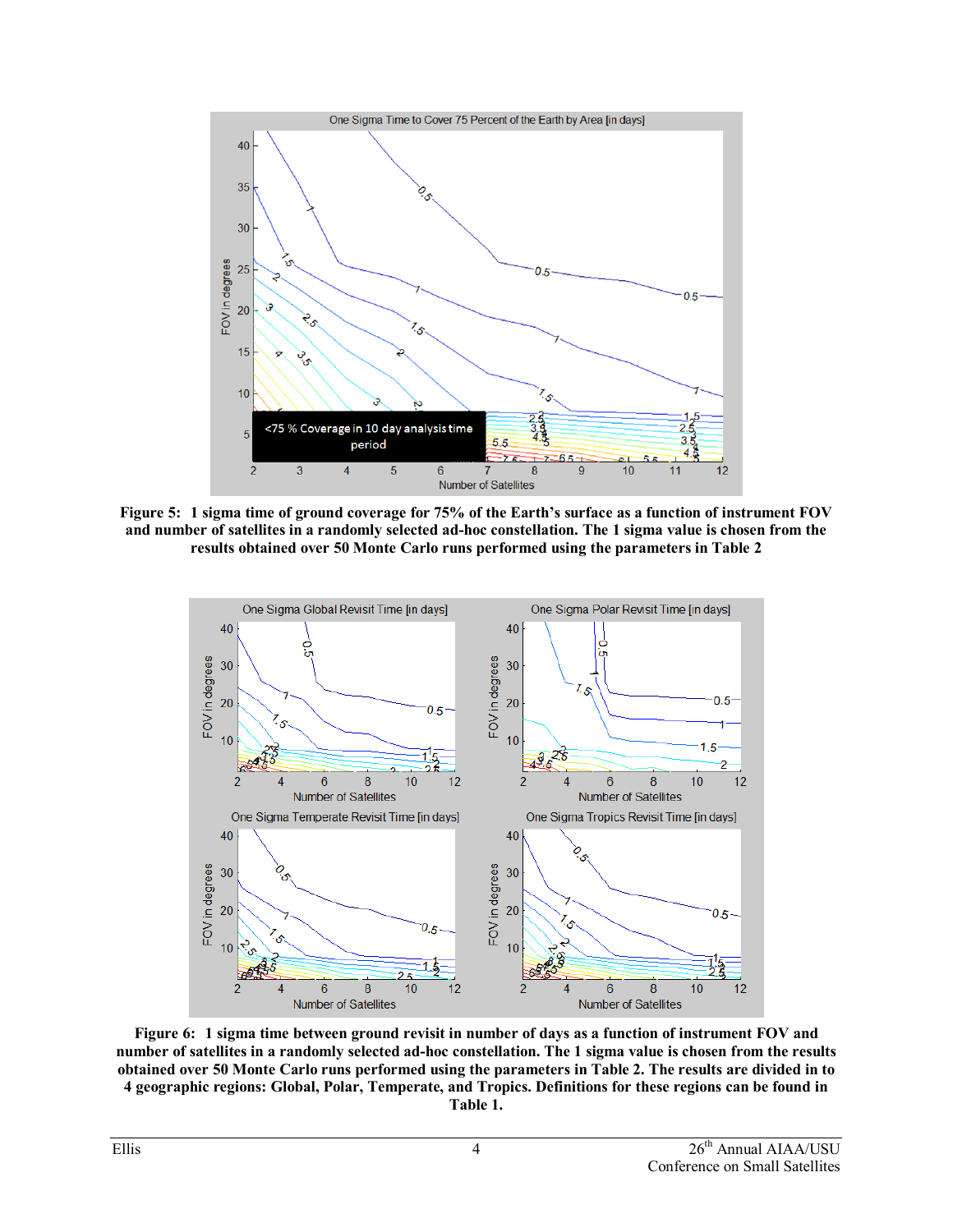**Figure 5: 1 sigma time of ground coverage for 75% of the Earth's surface as a function of instrument FOV and number of satellites in a randomly selected ad-hoc constellation. The 1 sigma value is chosen from the results obtained over 50 Monte Carlo runs performed using the parameters in Table 2**

**Figure 6: 1 sigma time between ground revisit in number of days as a function of instrument FOV and number of satellites in a randomly selected ad-hoc constellation. The 1 sigma value is chosen from the results obtained over 50 Monte Carlo runs performed using the parameters in Table 2. The results are divided in to 4 geographic regions: Global, Polar, Temperate, and Tropics. Definitions for these regions can be found in Table 1.**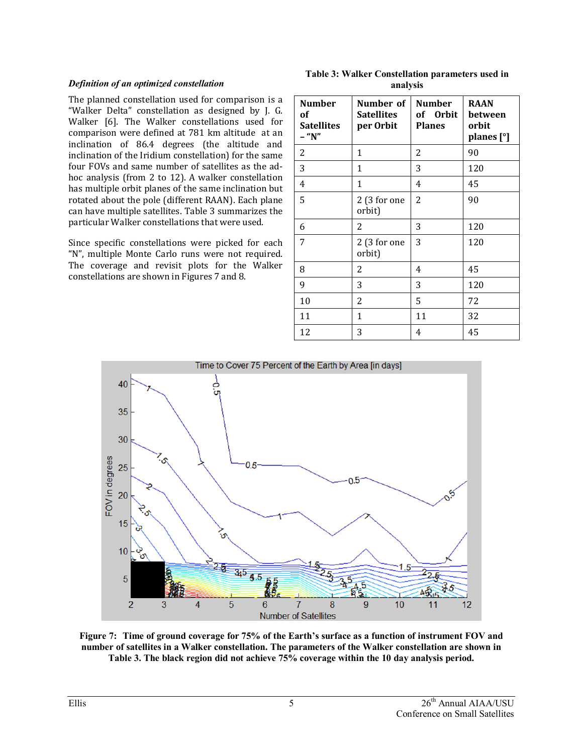### *Definition of an optimized constellation*

The planned constellation used for comparison is a "Walker Delta" constellation as designed by J. G. Walker [6]. The Walker constellations used for comparison were defined at 781 km altitude at an inclination of 86.4 degrees (the altitude and inclination of the Iridium constellation) for the same four FOVs and same number of satellites as the ad-hoc analysis (from 2 to 12). A walker constellation has multiple orbit planes of the same inclination but rotated about the pole (different RAAN). Each plane can have multiple satellites. Table 3 summarizes the particular Walker constellations that were used.

Since specific constellations were picked for each "N", multiple Monte Carlo runs were not required. The coverage and revisit plots for the Walker constellations are shown in Figures 7 and 8.

**Table 3: Walker Constellation parameters used in analysis**

| Number of Satellites – "N" | Number of Satellites per Orbit | Number of Orbit Planes | RAAN between orbit planes [°] |
|---|---|---|---|
| 2 | 1 | 2 | 90 |
| 3 | 1 | 3 | 120 |
| 4 | 1 | 4 | 45 |
| 5 | 2 (3 for one orbit) | 2 | 90 |
| 6 | 2 | 3 | 120 |
| 7 | 2 (3 for one orbit) | 3 | 120 |
| 8 | 2 | 4 | 45 |
| 9 | 3 | 3 | 120 |
| 10 | 2 | 5 | 72 |
| 11 | 1 | 11 | 32 |
| 12 | 3 | 4 | 45 |

**Figure 7: Time of ground coverage for 75% of the Earth's surface as a function of instrument FOV and number of satellites in a Walker constellation. The parameters of the Walker constellation are shown in Table 3. The black region did not achieve 75% coverage within the 10 day analysis period.**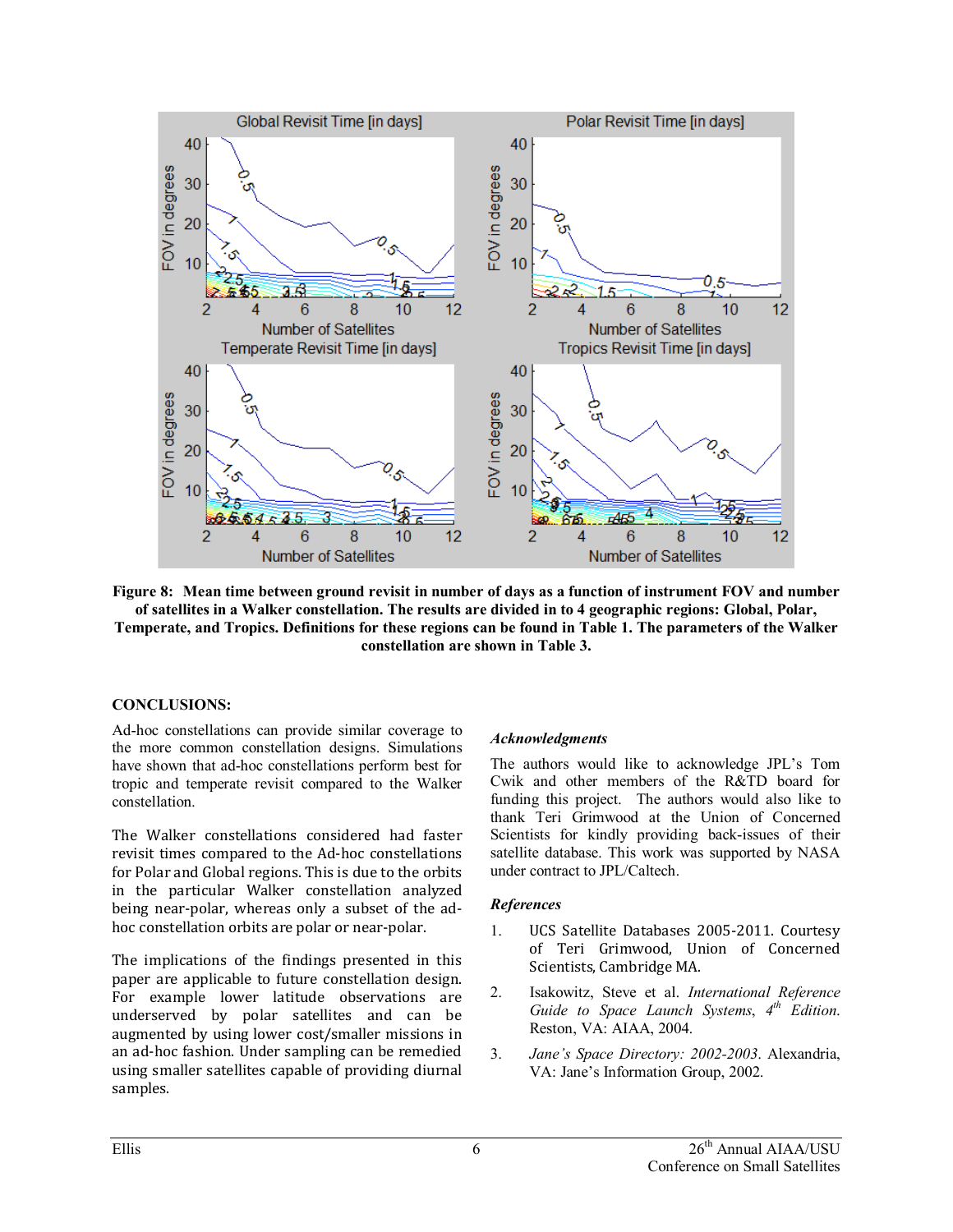**Figure 8: Mean time between ground revisit in number of days as a function of instrument FOV and number of satellites in a Walker constellation. The results are divided in to 4 geographic regions: Global, Polar, Temperate, and Tropics. Definitions for these regions can be found in Table 1. The parameters of the Walker constellation are shown in Table 3.**

## CONCLUSIONS:

Ad-hoc constellations can provide similar coverage to the more common constellation designs. Simulations have shown that ad-hoc constellations perform best for tropic and temperate revisit compared to the Walker constellation.

The Walker constellations considered had faster revisit times compared to the Ad-hoc constellations for Polar and Global regions. This is due to the orbits in the particular Walker constellation analyzed being near-polar, whereas only a subset of the ad-hoc constellation orbits are polar or near-polar.

The implications of the findings presented in this paper are applicable to future constellation design. For example lower latitude observations are underserved by polar satellites and can be augmented by using lower cost/smaller missions in an ad-hoc fashion. Under sampling can be remedied using smaller satellites capable of providing diurnal samples.

### *Acknowledgments*

The authors would like to acknowledge JPL's Tom Cwik and other members of the R&TD board for funding this project. The authors would also like to thank Teri Grimwood at the Union of Concerned Scientists for kindly providing back-issues of their satellite database. This work was supported by NASA under contract to JPL/Caltech.

### *References*

1. UCS Satellite Databases 2005-2011. Courtesy of Teri Grimwood, Union of Concerned Scientists, Cambridge MA.
2. Isakowitz, Steve et al. *International Reference Guide to Space Launch Systems*, *4th Edition*. Reston, VA: AIAA, 2004.
3. *Jane's Space Directory: 2002-2003*. Alexandria, VA: Jane's Information Group, 2002.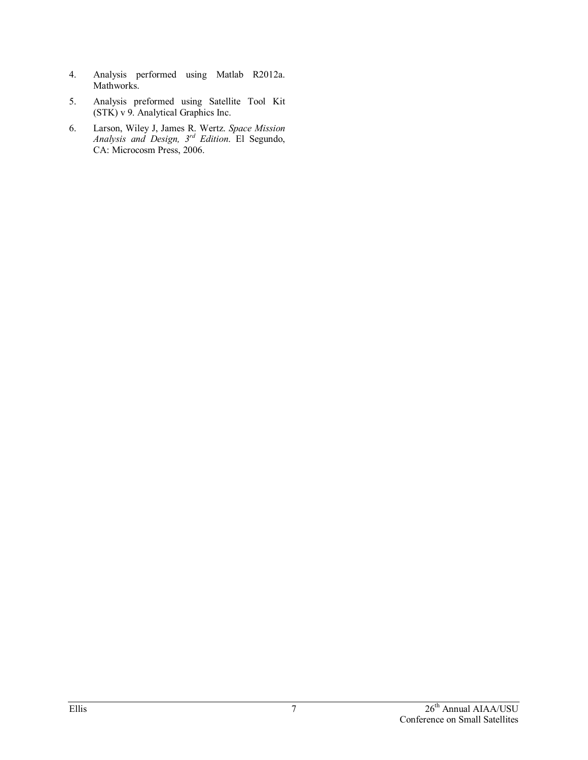4. Analysis performed using Matlab R2012a. Mathworks.
5. Analysis preformed using Satellite Tool Kit (STK) v 9. Analytical Graphics Inc.
6. Larson, Wiley J, James R. Wertz. *Space Mission Analysis and Design, 3rd Edition*. El Segundo, CA: Microcosm Press, 2006.